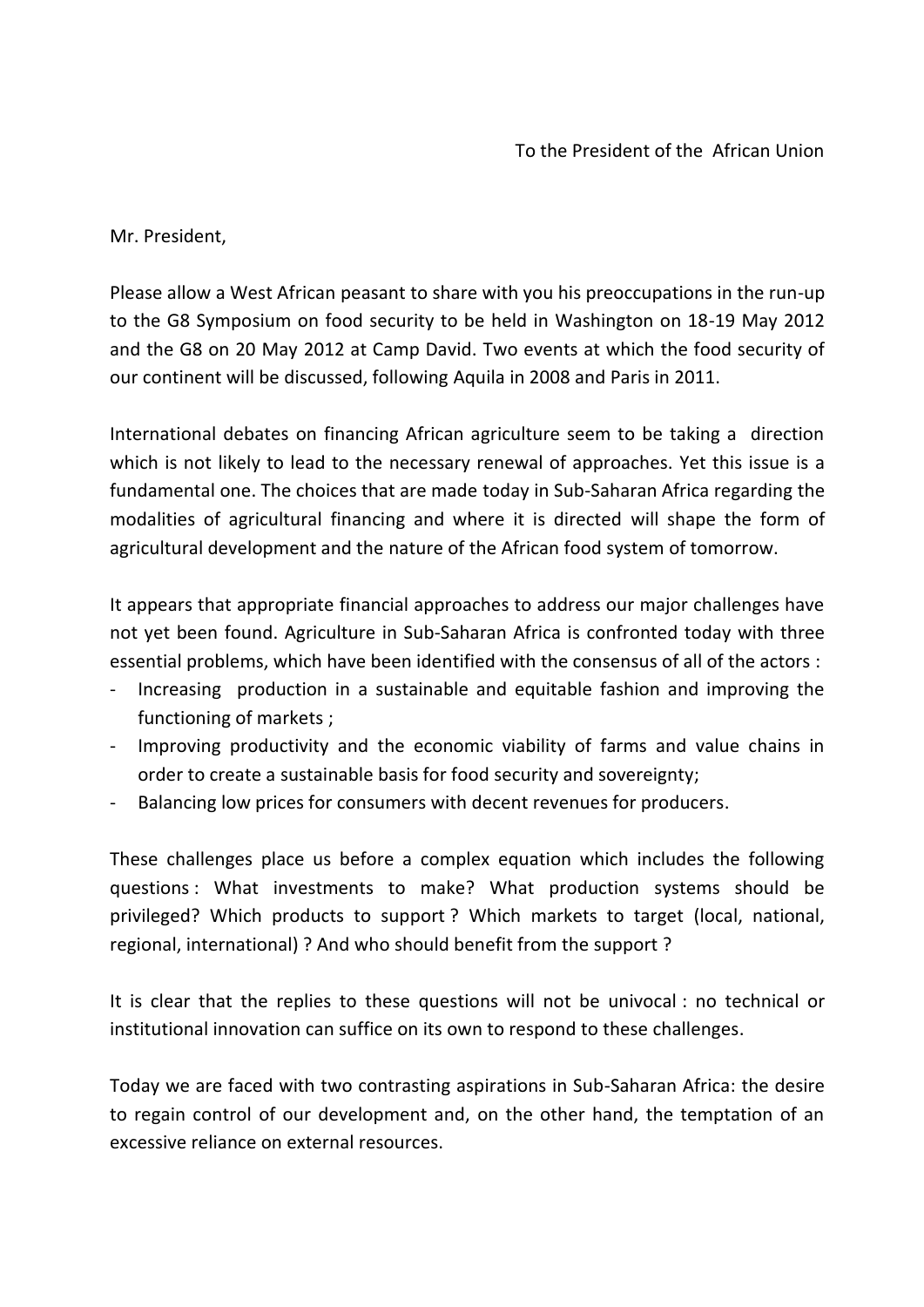To the President of the African Union

Mr. President,

Please allow a West African peasant to share with you his preoccupations in the run-up to the G8 Symposium on food security to be held in Washington on 18-19 May 2012 and the G8 on 20 May 2012 at Camp David. Two events at which the food security of our continent will be discussed, following Aquila in 2008 and Paris in 2011.

International debates on financing African agriculture seem to be taking a direction which is not likely to lead to the necessary renewal of approaches. Yet this issue is a fundamental one. The choices that are made today in Sub-Saharan Africa regarding the modalities of agricultural financing and where it is directed will shape the form of agricultural development and the nature of the African food system of tomorrow.

It appears that appropriate financial approaches to address our major challenges have not yet been found. Agriculture in Sub-Saharan Africa is confronted today with three essential problems, which have been identified with the consensus of all of the actors :

- Increasing production in a sustainable and equitable fashion and improving the functioning of markets ;
- Improving productivity and the economic viability of farms and value chains in order to create a sustainable basis for food security and sovereignty;
- Balancing low prices for consumers with decent revenues for producers.

These challenges place us before a complex equation which includes the following questions : What investments to make? What production systems should be privileged? Which products to support ? Which markets to target (local, national, regional, international) ? And who should benefit from the support ?

It is clear that the replies to these questions will not be univocal : no technical or institutional innovation can suffice on its own to respond to these challenges.

Today we are faced with two contrasting aspirations in Sub-Saharan Africa: the desire to regain control of our development and, on the other hand, the temptation of an excessive reliance on external resources.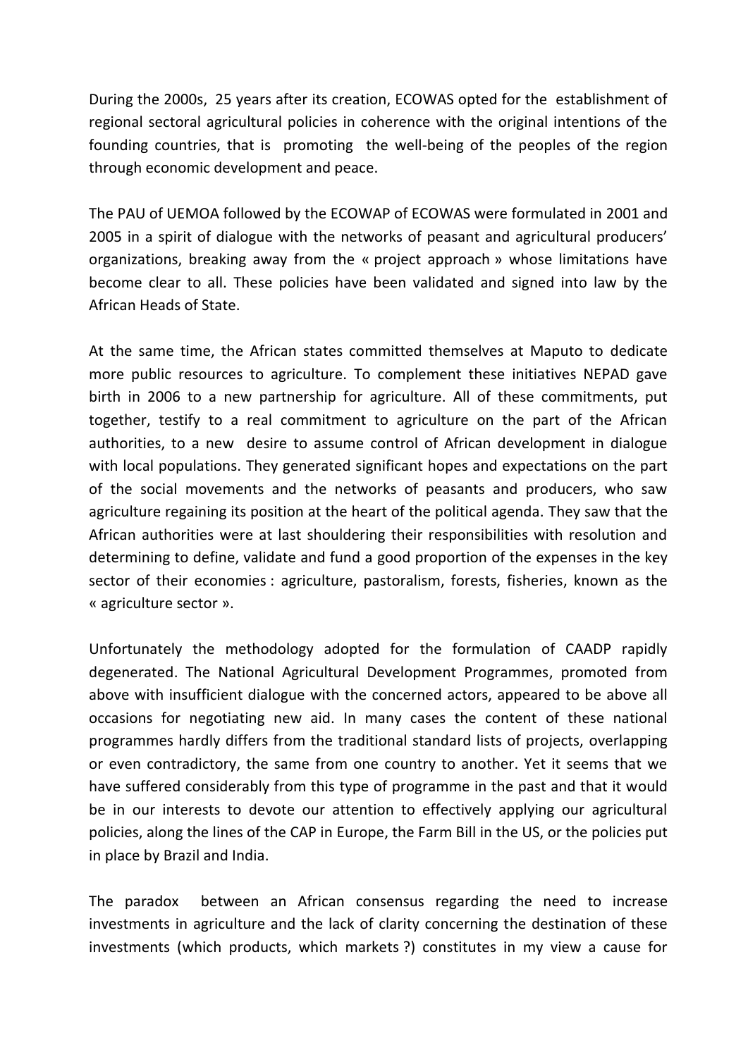During the 2000s, 25 years after its creation, ECOWAS opted for the establishment of regional sectoral agricultural policies in coherence with the original intentions of the founding countries, that is promoting the well-being of the peoples of the region through economic development and peace.

The PAU of UEMOA followed by the ECOWAP of ECOWAS were formulated in 2001 and 2005 in a spirit of dialogue with the networks of peasant and agricultural producers' organizations, breaking away from the « project approach » whose limitations have become clear to all. These policies have been validated and signed into law by the African Heads of State.

At the same time, the African states committed themselves at Maputo to dedicate more public resources to agriculture. To complement these initiatives NEPAD gave birth in 2006 to a new partnership for agriculture. All of these commitments, put together, testify to a real commitment to agriculture on the part of the African authorities, to a new desire to assume control of African development in dialogue with local populations. They generated significant hopes and expectations on the part of the social movements and the networks of peasants and producers, who saw agriculture regaining its position at the heart of the political agenda. They saw that the African authorities were at last shouldering their responsibilities with resolution and determining to define, validate and fund a good proportion of the expenses in the key sector of their economies : agriculture, pastoralism, forests, fisheries, known as the « agriculture sector ».

Unfortunately the methodology adopted for the formulation of CAADP rapidly degenerated. The National Agricultural Development Programmes, promoted from above with insufficient dialogue with the concerned actors, appeared to be above all occasions for negotiating new aid. In many cases the content of these national programmes hardly differs from the traditional standard lists of projects, overlapping or even contradictory, the same from one country to another. Yet it seems that we have suffered considerably from this type of programme in the past and that it would be in our interests to devote our attention to effectively applying our agricultural policies, along the lines of the CAP in Europe, the Farm Bill in the US, or the policies put in place by Brazil and India.

The paradox between an African consensus regarding the need to increase investments in agriculture and the lack of clarity concerning the destination of these investments (which products, which markets ?) constitutes in my view a cause for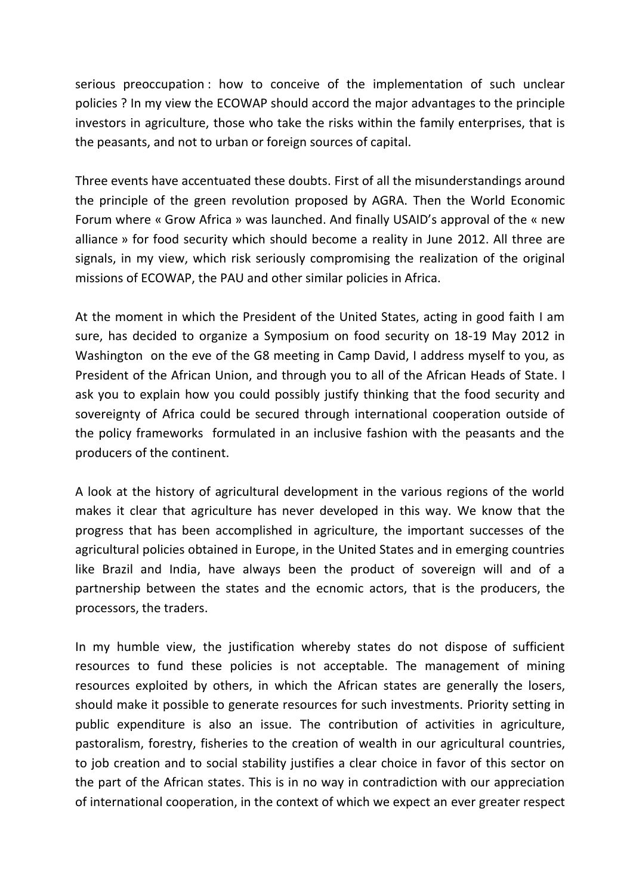serious preoccupation : how to conceive of the implementation of such unclear policies ? In my view the ECOWAP should accord the major advantages to the principle investors in agriculture, those who take the risks within the family enterprises, that is the peasants, and not to urban or foreign sources of capital.

Three events have accentuated these doubts. First of all the misunderstandings around the principle of the green revolution proposed by AGRA. Then the World Economic Forum where « Grow Africa » was launched. And finally USAID's approval of the « new alliance » for food security which should become a reality in June 2012. All three are signals, in my view, which risk seriously compromising the realization of the original missions of ECOWAP, the PAU and other similar policies in Africa.

At the moment in which the President of the United States, acting in good faith I am sure, has decided to organize a Symposium on food security on 18-19 May 2012 in Washington on the eve of the G8 meeting in Camp David, I address myself to you, as President of the African Union, and through you to all of the African Heads of State. I ask you to explain how you could possibly justify thinking that the food security and sovereignty of Africa could be secured through international cooperation outside of the policy frameworks formulated in an inclusive fashion with the peasants and the producers of the continent.

A look at the history of agricultural development in the various regions of the world makes it clear that agriculture has never developed in this way. We know that the progress that has been accomplished in agriculture, the important successes of the agricultural policies obtained in Europe, in the United States and in emerging countries like Brazil and India, have always been the product of sovereign will and of a partnership between the states and the ecnomic actors, that is the producers, the processors, the traders.

In my humble view, the justification whereby states do not dispose of sufficient resources to fund these policies is not acceptable. The management of mining resources exploited by others, in which the African states are generally the losers, should make it possible to generate resources for such investments. Priority setting in public expenditure is also an issue. The contribution of activities in agriculture, pastoralism, forestry, fisheries to the creation of wealth in our agricultural countries, to job creation and to social stability justifies a clear choice in favor of this sector on the part of the African states. This is in no way in contradiction with our appreciation of international cooperation, in the context of which we expect an ever greater respect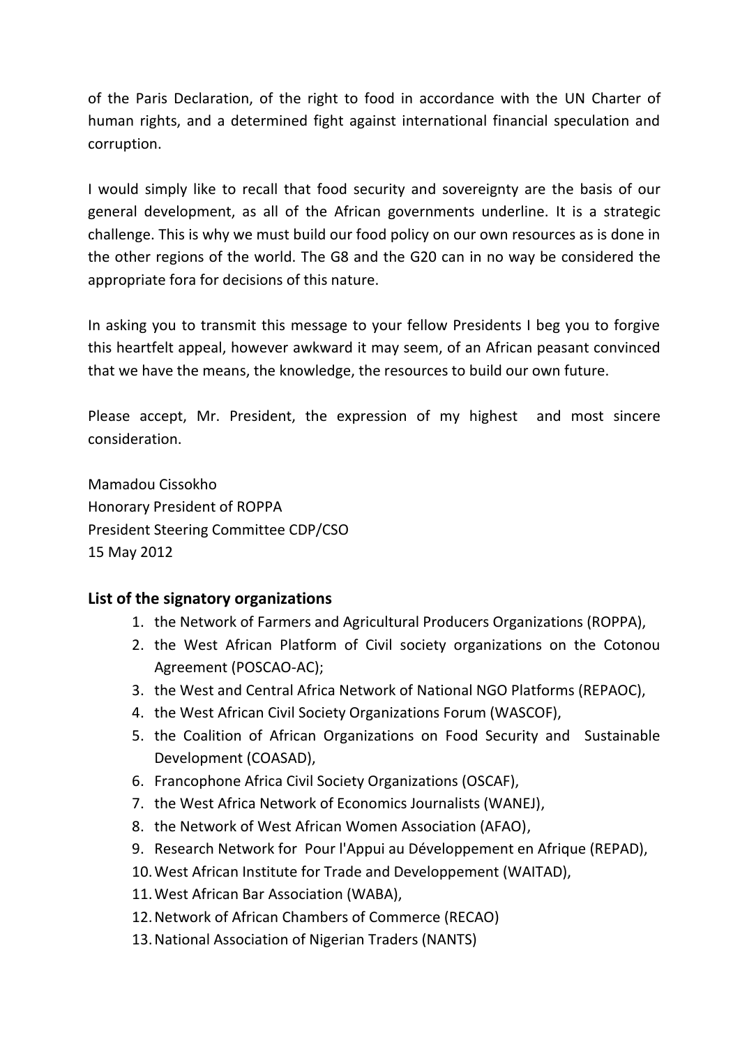of the Paris Declaration, of the right to food in accordance with the UN Charter of human rights, and a determined fight against international financial speculation and corruption.

I would simply like to recall that food security and sovereignty are the basis of our general development, as all of the African governments underline. It is a strategic challenge. This is why we must build our food policy on our own resources as is done in the other regions of the world. The G8 and the G20 can in no way be considered the appropriate fora for decisions of this nature.

In asking you to transmit this message to your fellow Presidents I beg you to forgive this heartfelt appeal, however awkward it may seem, of an African peasant convinced that we have the means, the knowledge, the resources to build our own future.

Please accept, Mr. President, the expression of my highest and most sincere consideration.

Mamadou Cissokho
Honorary President of ROPPA
President Steering Committee CDP/CSO
15 May 2012

### List of the signatory organizations

1. the Network of Farmers and Agricultural Producers Organizations (ROPPA),
2. the West African Platform of Civil society organizations on the Cotonou Agreement (POSCAO-AC);
3. the West and Central Africa Network of National NGO Platforms (REPAOC),
4. the West African Civil Society Organizations Forum (WASCOF),
5. the Coalition of African Organizations on Food Security and Sustainable Development (COASAD),
6. Francophone Africa Civil Society Organizations (OSCAF),
7. the West Africa Network of Economics Journalists (WANEJ),
8. the Network of West African Women Association (AFAO),
9. Research Network for Pour l'Appui au Développement en Afrique (REPAD),
10. West African Institute for Trade and Developpement (WAITAD),
11. West African Bar Association (WABA),
12. Network of African Chambers of Commerce (RECAO)
13. National Association of Nigerian Traders (NANTS)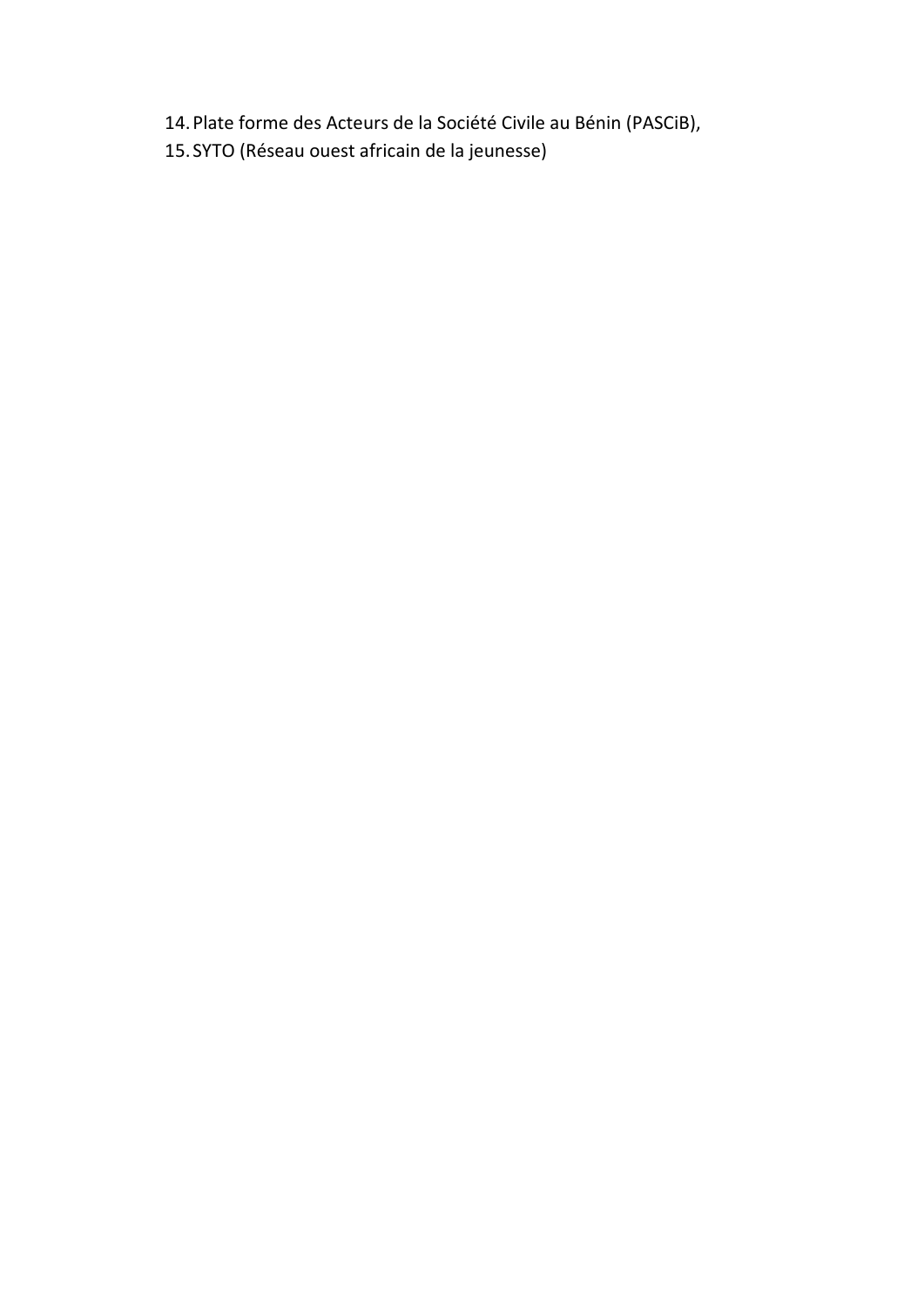14. Plate forme des Acteurs de la Société Civile au Bénin (PASCiB),
15. SYTO (Réseau ouest africain de la jeunesse)